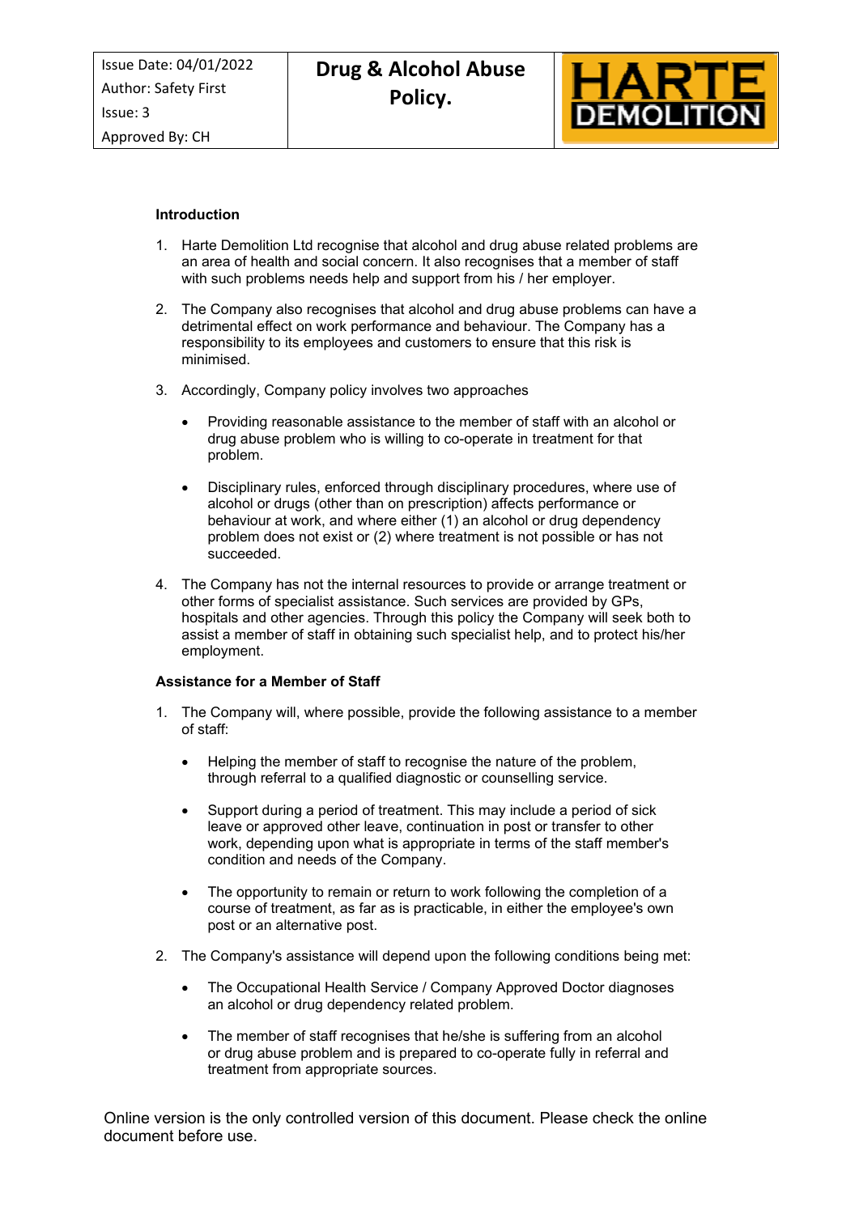| Issue Date: 04/01/2022<br>Author: Safety First<br>Issue: 3<br>Approved By: CH | **Drug & Alcohol Abuse Policy.** | HARTE DEMOLITION |
|---|---|---|

**Introduction**

1. Harte Demolition Ltd recognise that alcohol and drug abuse related problems are an area of health and social concern. It also recognises that a member of staff with such problems needs help and support from his / her employer.

2. The Company also recognises that alcohol and drug abuse problems can have a detrimental effect on work performance and behaviour. The Company has a responsibility to its employees and customers to ensure that this risk is minimised.

3. Accordingly, Company policy involves two approaches

   - Providing reasonable assistance to the member of staff with an alcohol or drug abuse problem who is willing to co-operate in treatment for that problem.

   - Disciplinary rules, enforced through disciplinary procedures, where use of alcohol or drugs (other than on prescription) affects performance or behaviour at work, and where either (1) an alcohol or drug dependency problem does not exist or (2) where treatment is not possible or has not succeeded.

4. The Company has not the internal resources to provide or arrange treatment or other forms of specialist assistance. Such services are provided by GPs, hospitals and other agencies. Through this policy the Company will seek both to assist a member of staff in obtaining such specialist help, and to protect his/her employment.

**Assistance for a Member of Staff**

1. The Company will, where possible, provide the following assistance to a member of staff:

   - Helping the member of staff to recognise the nature of the problem, through referral to a qualified diagnostic or counselling service.

   - Support during a period of treatment. This may include a period of sick leave or approved other leave, continuation in post or transfer to other work, depending upon what is appropriate in terms of the staff member's condition and needs of the Company.

   - The opportunity to remain or return to work following the completion of a course of treatment, as far as is practicable, in either the employee's own post or an alternative post.

2. The Company's assistance will depend upon the following conditions being met:

   - The Occupational Health Service / Company Approved Doctor diagnoses an alcohol or drug dependency related problem.

   - The member of staff recognises that he/she is suffering from an alcohol or drug abuse problem and is prepared to co-operate fully in referral and treatment from appropriate sources.

Online version is the only controlled version of this document. Please check the online document before use.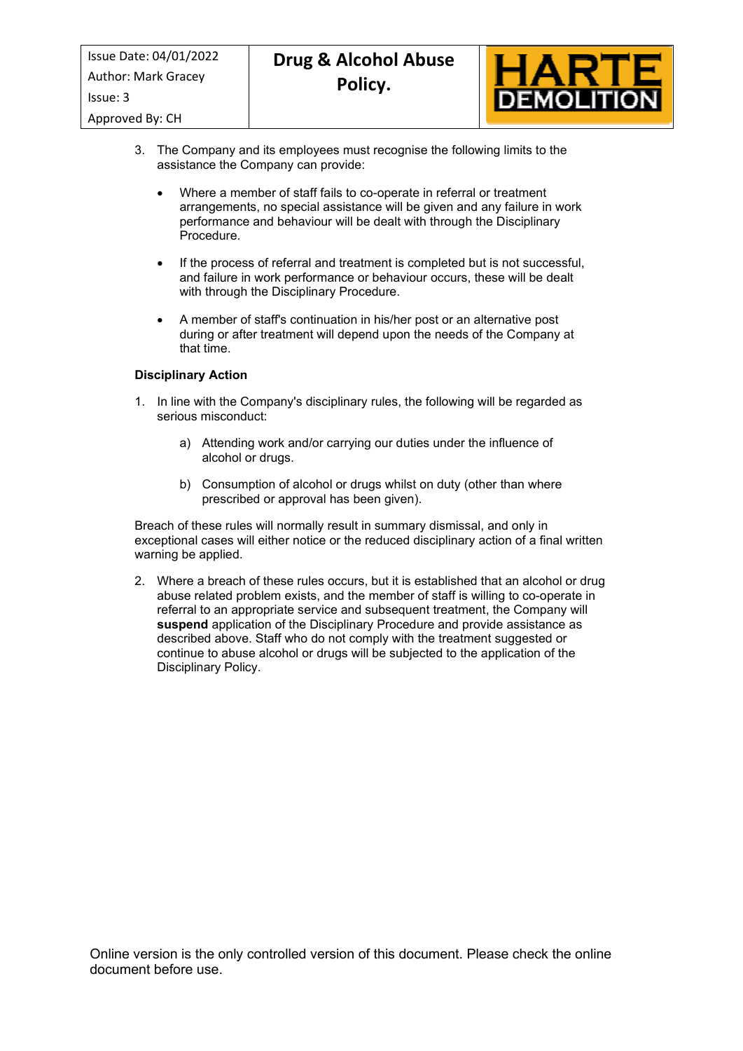3. The Company and its employees must recognise the following limits to the assistance the Company can provide:

   - Where a member of staff fails to co-operate in referral or treatment arrangements, no special assistance will be given and any failure in work performance and behaviour will be dealt with through the Disciplinary Procedure.

   - If the process of referral and treatment is completed but is not successful, and failure in work performance or behaviour occurs, these will be dealt with through the Disciplinary Procedure.

   - A member of staff's continuation in his/her post or an alternative post during or after treatment will depend upon the needs of the Company at that time.

**Disciplinary Action**

1. In line with the Company's disciplinary rules, the following will be regarded as serious misconduct:

   a) Attending work and/or carrying our duties under the influence of alcohol or drugs.

   b) Consumption of alcohol or drugs whilst on duty (other than where prescribed or approval has been given).

Breach of these rules will normally result in summary dismissal, and only in exceptional cases will either notice or the reduced disciplinary action of a final written warning be applied.

2. Where a breach of these rules occurs, but it is established that an alcohol or drug abuse related problem exists, and the member of staff is willing to co-operate in referral to an appropriate service and subsequent treatment, the Company will **suspend** application of the Disciplinary Procedure and provide assistance as described above. Staff who do not comply with the treatment suggested or continue to abuse alcohol or drugs will be subjected to the application of the Disciplinary Policy.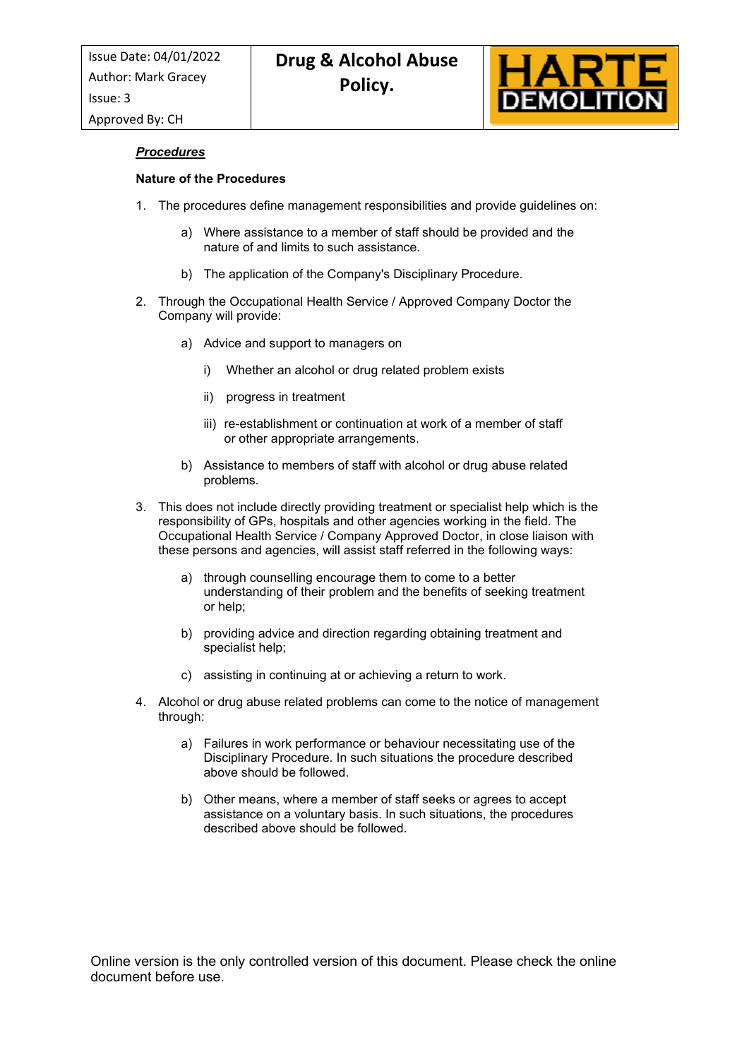***Procedures***

**Nature of the Procedures**

1. The procedures define management responsibilities and provide guidelines on:

   a) Where assistance to a member of staff should be provided and the nature of and limits to such assistance.

   b) The application of the Company's Disciplinary Procedure.

2. Through the Occupational Health Service / Approved Company Doctor the Company will provide:

   a) Advice and support to managers on

      i) Whether an alcohol or drug related problem exists

      ii) progress in treatment

      iii) re-establishment or continuation at work of a member of staff or other appropriate arrangements.

   b) Assistance to members of staff with alcohol or drug abuse related problems.

3. This does not include directly providing treatment or specialist help which is the responsibility of GPs, hospitals and other agencies working in the field. The Occupational Health Service / Company Approved Doctor, in close liaison with these persons and agencies, will assist staff referred in the following ways:

   a) through counselling encourage them to come to a better understanding of their problem and the benefits of seeking treatment or help;

   b) providing advice and direction regarding obtaining treatment and specialist help;

   c) assisting in continuing at or achieving a return to work.

4. Alcohol or drug abuse related problems can come to the notice of management through:

   a) Failures in work performance or behaviour necessitating use of the Disciplinary Procedure. In such situations the procedure described above should be followed.

   b) Other means, where a member of staff seeks or agrees to accept assistance on a voluntary basis. In such situations, the procedures described above should be followed.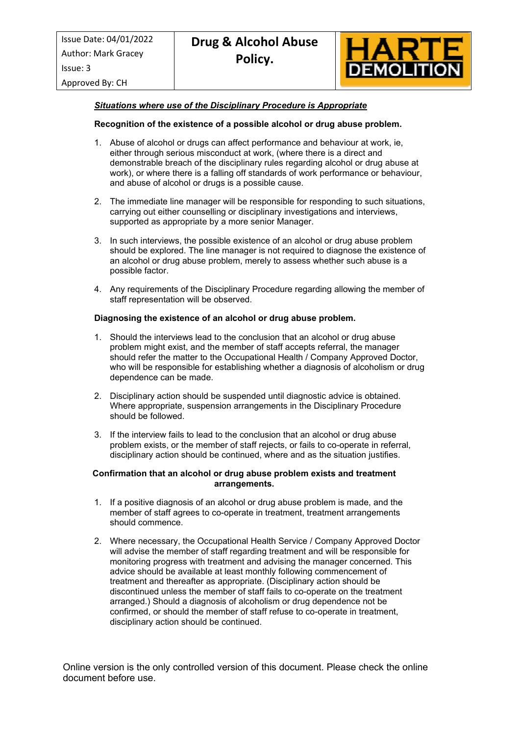***Situations where use of the Disciplinary Procedure is Appropriate***

**Recognition of the existence of a possible alcohol or drug abuse problem.**

1. Abuse of alcohol or drugs can affect performance and behaviour at work, ie, either through serious misconduct at work, (where there is a direct and demonstrable breach of the disciplinary rules regarding alcohol or drug abuse at work), or where there is a falling off standards of work performance or behaviour, and abuse of alcohol or drugs is a possible cause.
2. The immediate line manager will be responsible for responding to such situations, carrying out either counselling or disciplinary investigations and interviews, supported as appropriate by a more senior Manager.
3. In such interviews, the possible existence of an alcohol or drug abuse problem should be explored. The line manager is not required to diagnose the existence of an alcohol or drug abuse problem, merely to assess whether such abuse is a possible factor.
4. Any requirements of the Disciplinary Procedure regarding allowing the member of staff representation will be observed.

**Diagnosing the existence of an alcohol or drug abuse problem.**

1. Should the interviews lead to the conclusion that an alcohol or drug abuse problem might exist, and the member of staff accepts referral, the manager should refer the matter to the Occupational Health / Company Approved Doctor, who will be responsible for establishing whether a diagnosis of alcoholism or drug dependence can be made.
2. Disciplinary action should be suspended until diagnostic advice is obtained. Where appropriate, suspension arrangements in the Disciplinary Procedure should be followed.
3. If the interview fails to lead to the conclusion that an alcohol or drug abuse problem exists, or the member of staff rejects, or fails to co-operate in referral, disciplinary action should be continued, where and as the situation justifies.

**Confirmation that an alcohol or drug abuse problem exists and treatment arrangements.**

1. If a positive diagnosis of an alcohol or drug abuse problem is made, and the member of staff agrees to co-operate in treatment, treatment arrangements should commence.
2. Where necessary, the Occupational Health Service / Company Approved Doctor will advise the member of staff regarding treatment and will be responsible for monitoring progress with treatment and advising the manager concerned. This advice should be available at least monthly following commencement of treatment and thereafter as appropriate. (Disciplinary action should be discontinued unless the member of staff fails to co-operate on the treatment arranged.) Should a diagnosis of alcoholism or drug dependence not be confirmed, or should the member of staff refuse to co-operate in treatment, disciplinary action should be continued.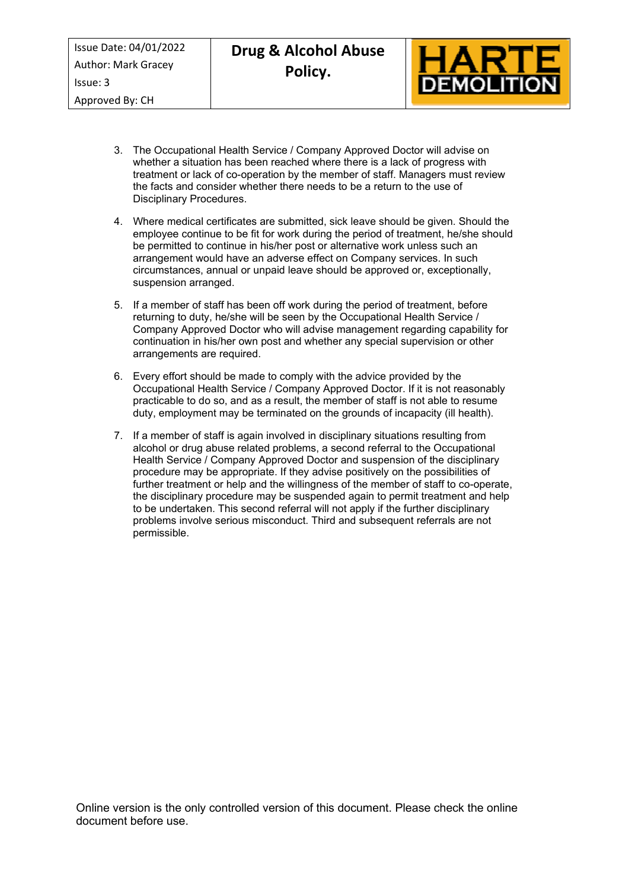3. The Occupational Health Service / Company Approved Doctor will advise on whether a situation has been reached where there is a lack of progress with treatment or lack of co-operation by the member of staff. Managers must review the facts and consider whether there needs to be a return to the use of Disciplinary Procedures.

4. Where medical certificates are submitted, sick leave should be given. Should the employee continue to be fit for work during the period of treatment, he/she should be permitted to continue in his/her post or alternative work unless such an arrangement would have an adverse effect on Company services. In such circumstances, annual or unpaid leave should be approved or, exceptionally, suspension arranged.

5. If a member of staff has been off work during the period of treatment, before returning to duty, he/she will be seen by the Occupational Health Service / Company Approved Doctor who will advise management regarding capability for continuation in his/her own post and whether any special supervision or other arrangements are required.

6. Every effort should be made to comply with the advice provided by the Occupational Health Service / Company Approved Doctor. If it is not reasonably practicable to do so, and as a result, the member of staff is not able to resume duty, employment may be terminated on the grounds of incapacity (ill health).

7. If a member of staff is again involved in disciplinary situations resulting from alcohol or drug abuse related problems, a second referral to the Occupational Health Service / Company Approved Doctor and suspension of the disciplinary procedure may be appropriate. If they advise positively on the possibilities of further treatment or help and the willingness of the member of staff to co-operate, the disciplinary procedure may be suspended again to permit treatment and help to be undertaken. This second referral will not apply if the further disciplinary problems involve serious misconduct. Third and subsequent referrals are not permissible.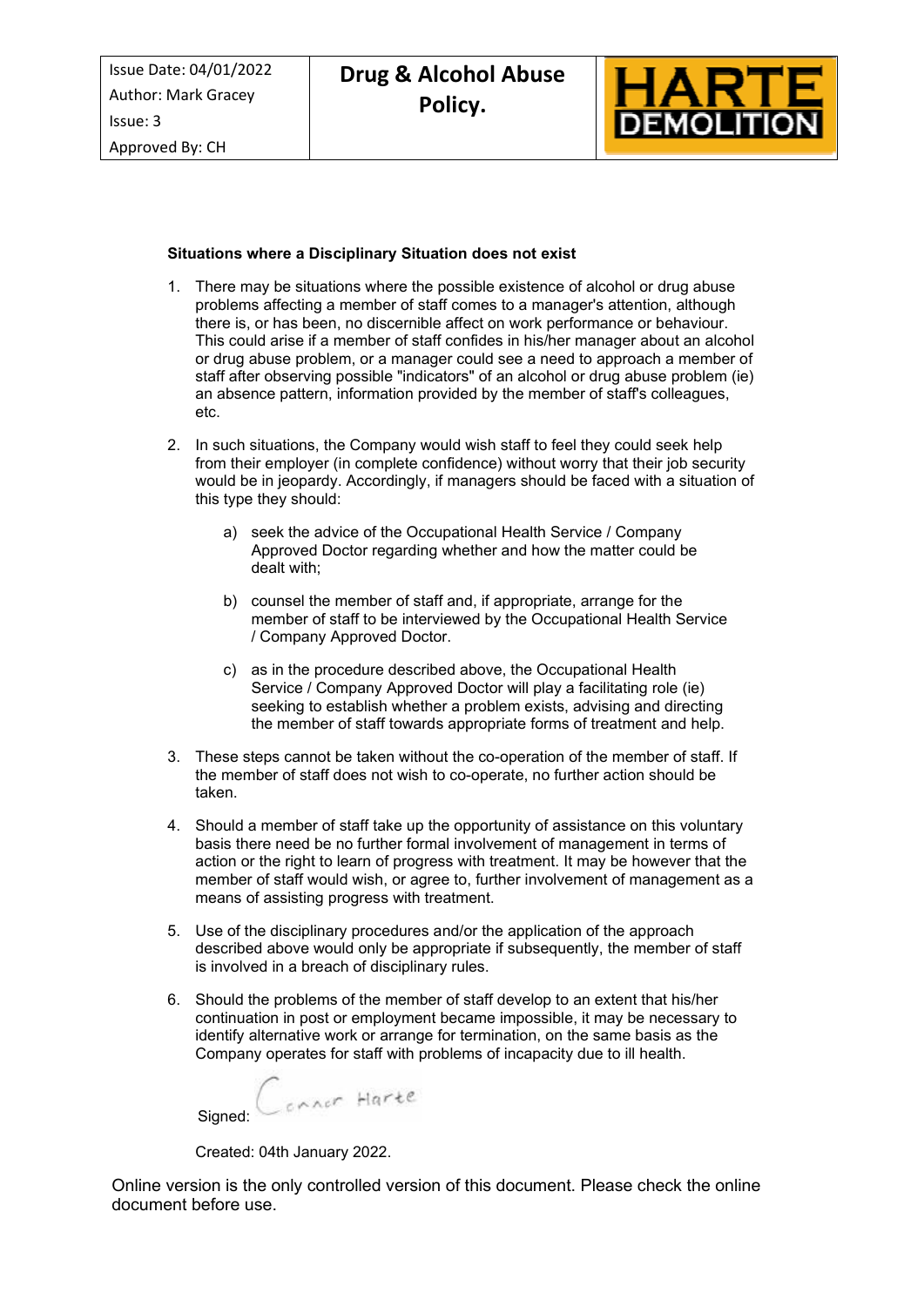**Situations where a Disciplinary Situation does not exist**

1. There may be situations where the possible existence of alcohol or drug abuse problems affecting a member of staff comes to a manager's attention, although there is, or has been, no discernible affect on work performance or behaviour. This could arise if a member of staff confides in his/her manager about an alcohol or drug abuse problem, or a manager could see a need to approach a member of staff after observing possible "indicators" of an alcohol or drug abuse problem (ie) an absence pattern, information provided by the member of staff's colleagues, etc.

2. In such situations, the Company would wish staff to feel they could seek help from their employer (in complete confidence) without worry that their job security would be in jeopardy. Accordingly, if managers should be faced with a situation of this type they should:

   a) seek the advice of the Occupational Health Service / Company Approved Doctor regarding whether and how the matter could be dealt with;

   b) counsel the member of staff and, if appropriate, arrange for the member of staff to be interviewed by the Occupational Health Service / Company Approved Doctor.

   c) as in the procedure described above, the Occupational Health Service / Company Approved Doctor will play a facilitating role (ie) seeking to establish whether a problem exists, advising and directing the member of staff towards appropriate forms of treatment and help.

3. These steps cannot be taken without the co-operation of the member of staff. If the member of staff does not wish to co-operate, no further action should be taken.

4. Should a member of staff take up the opportunity of assistance on this voluntary basis there need be no further formal involvement of management in terms of action or the right to learn of progress with treatment. It may be however that the member of staff would wish, or agree to, further involvement of management as a means of assisting progress with treatment.

5. Use of the disciplinary procedures and/or the application of the approach described above would only be appropriate if subsequently, the member of staff is involved in a breach of disciplinary rules.

6. Should the problems of the member of staff develop to an extent that his/her continuation in post or employment became impossible, it may be necessary to identify alternative work or arrange for termination, on the same basis as the Company operates for staff with problems of incapacity due to ill health.

Signed: Connor Harte

Created: 04th January 2022.

Online version is the only controlled version of this document. Please check the online document before use.